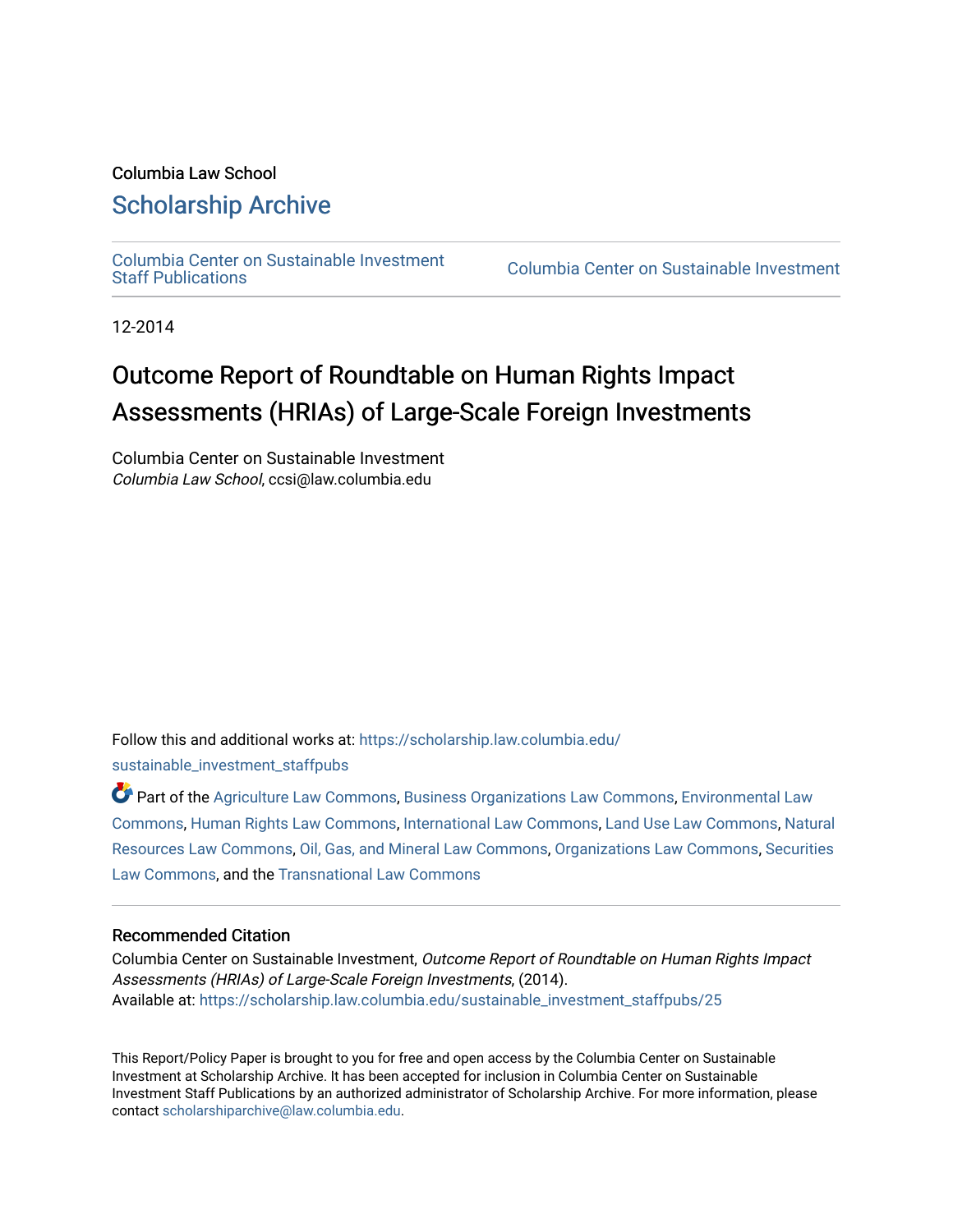Columbia Law School

# Scholarship Archive

Columbia Center on Sustainable Investment Staff Publications

Columbia Center on Sustainable Investment

12-2014

# Outcome Report of Roundtable on Human Rights Impact Assessments (HRIAs) of Large-Scale Foreign Investments

Columbia Center on Sustainable Investment
*Columbia Law School*, ccsi@law.columbia.edu

Follow this and additional works at: https://scholarship.law.columbia.edu/sustainable_investment_staffpubs

Part of the Agriculture Law Commons, Business Organizations Law Commons, Environmental Law Commons, Human Rights Law Commons, International Law Commons, Land Use Law Commons, Natural Resources Law Commons, Oil, Gas, and Mineral Law Commons, Organizations Law Commons, Securities Law Commons, and the Transnational Law Commons

## Recommended Citation

Columbia Center on Sustainable Investment, *Outcome Report of Roundtable on Human Rights Impact Assessments (HRIAs) of Large-Scale Foreign Investments*, (2014).
Available at: https://scholarship.law.columbia.edu/sustainable_investment_staffpubs/25

This Report/Policy Paper is brought to you for free and open access by the Columbia Center on Sustainable Investment at Scholarship Archive. It has been accepted for inclusion in Columbia Center on Sustainable Investment Staff Publications by an authorized administrator of Scholarship Archive. For more information, please contact scholarshiparchive@law.columbia.edu.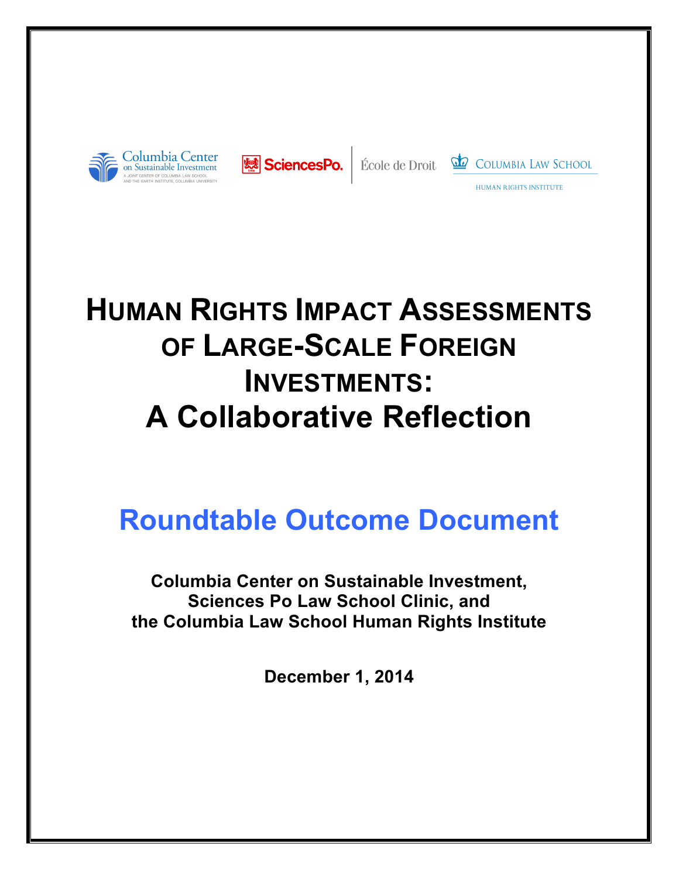Columbia Center on Sustainable Investment

SciencesPo. | École de Droit

COLUMBIA LAW SCHOOL

HUMAN RIGHTS INSTITUTE

# HUMAN RIGHTS IMPACT ASSESSMENTS OF LARGE-SCALE FOREIGN INVESTMENTS: A Collaborative Reflection

## Roundtable Outcome Document

**Columbia Center on Sustainable Investment, Sciences Po Law School Clinic, and the Columbia Law School Human Rights Institute**

**December 1, 2014**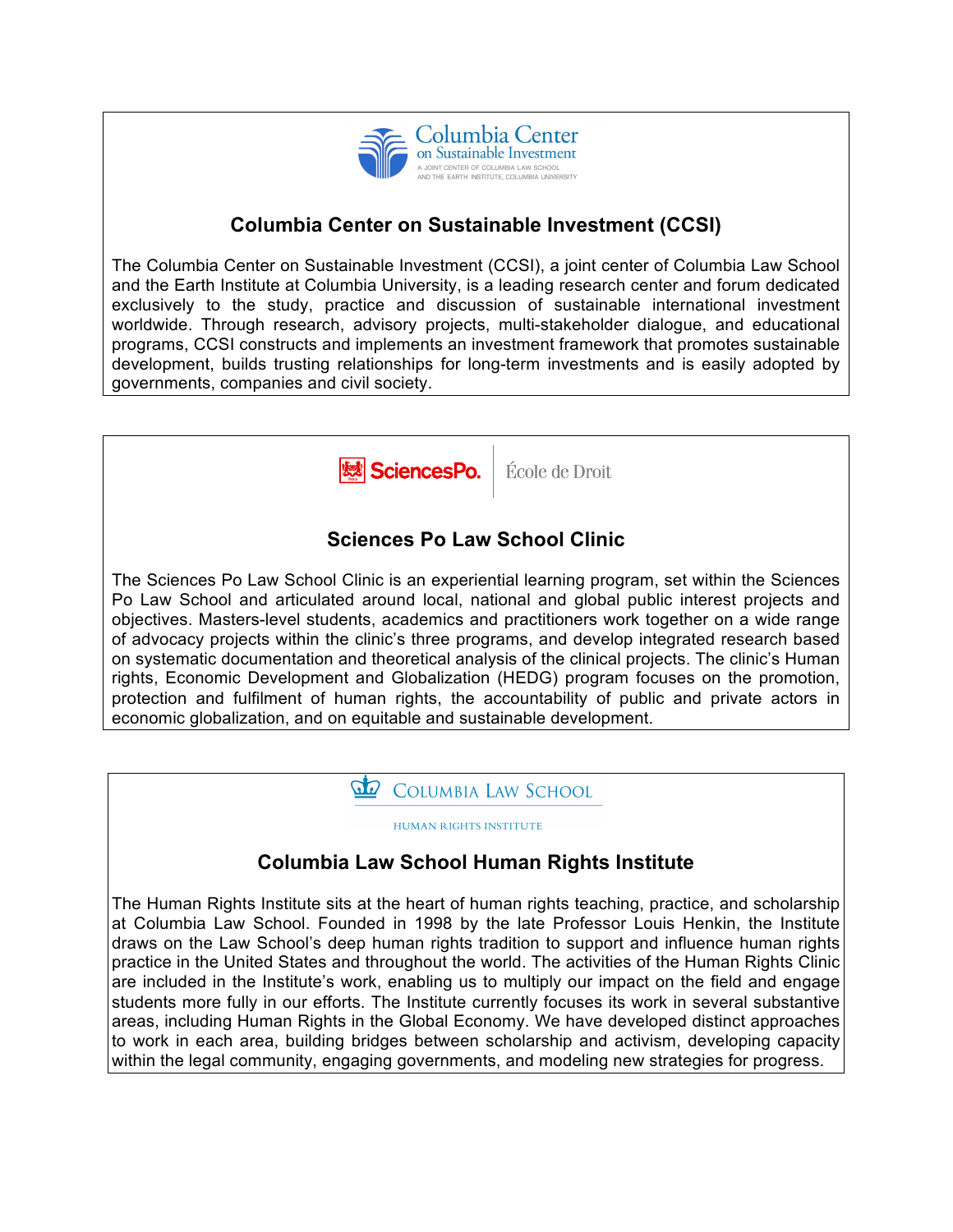Columbia Center on Sustainable Investment

A JOINT CENTER OF COLUMBIA LAW SCHOOL AND THE EARTH INSTITUTE, COLUMBIA UNIVERSITY

## Columbia Center on Sustainable Investment (CCSI)

The Columbia Center on Sustainable Investment (CCSI), a joint center of Columbia Law School and the Earth Institute at Columbia University, is a leading research center and forum dedicated exclusively to the study, practice and discussion of sustainable international investment worldwide. Through research, advisory projects, multi-stakeholder dialogue, and educational programs, CCSI constructs and implements an investment framework that promotes sustainable development, builds trusting relationships for long-term investments and is easily adopted by governments, companies and civil society.

SciencesPo. | École de Droit

## Sciences Po Law School Clinic

The Sciences Po Law School Clinic is an experiential learning program, set within the Sciences Po Law School and articulated around local, national and global public interest projects and objectives. Masters-level students, academics and practitioners work together on a wide range of advocacy projects within the clinic's three programs, and develop integrated research based on systematic documentation and theoretical analysis of the clinical projects. The clinic's Human rights, Economic Development and Globalization (HEDG) program focuses on the promotion, protection and fulfilment of human rights, the accountability of public and private actors in economic globalization, and on equitable and sustainable development.

COLUMBIA LAW SCHOOL

HUMAN RIGHTS INSTITUTE

## Columbia Law School Human Rights Institute

The Human Rights Institute sits at the heart of human rights teaching, practice, and scholarship at Columbia Law School. Founded in 1998 by the late Professor Louis Henkin, the Institute draws on the Law School's deep human rights tradition to support and influence human rights practice in the United States and throughout the world. The activities of the Human Rights Clinic are included in the Institute's work, enabling us to multiply our impact on the field and engage students more fully in our efforts. The Institute currently focuses its work in several substantive areas, including Human Rights in the Global Economy. We have developed distinct approaches to work in each area, building bridges between scholarship and activism, developing capacity within the legal community, engaging governments, and modeling new strategies for progress.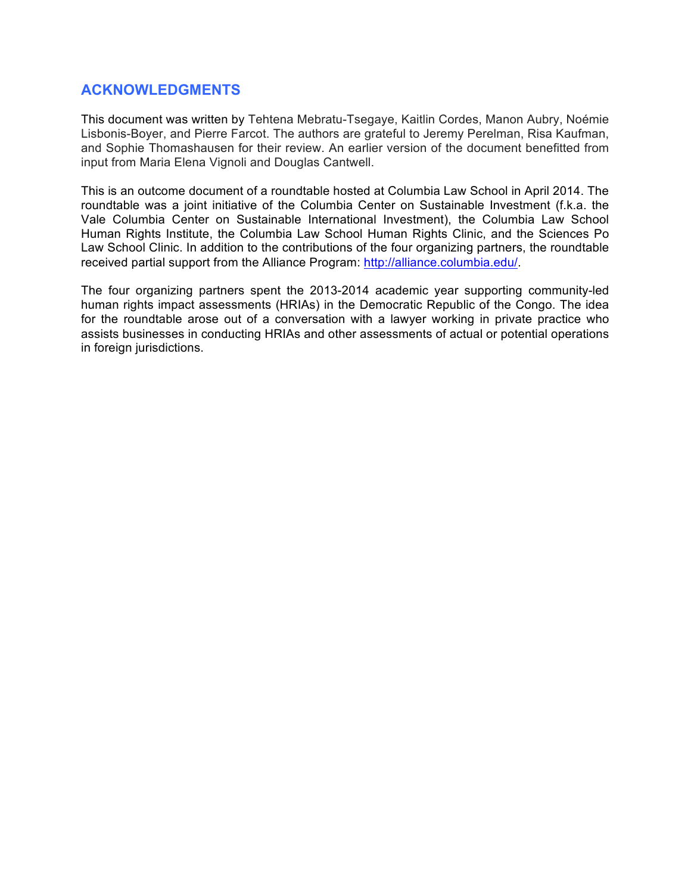## ACKNOWLEDGMENTS

This document was written by Tehtena Mebratu-Tsegaye, Kaitlin Cordes, Manon Aubry, Noémie Lisbonis-Boyer, and Pierre Farcot. The authors are grateful to Jeremy Perelman, Risa Kaufman, and Sophie Thomashausen for their review. An earlier version of the document benefitted from input from Maria Elena Vignoli and Douglas Cantwell.

This is an outcome document of a roundtable hosted at Columbia Law School in April 2014. The roundtable was a joint initiative of the Columbia Center on Sustainable Investment (f.k.a. the Vale Columbia Center on Sustainable International Investment), the Columbia Law School Human Rights Institute, the Columbia Law School Human Rights Clinic, and the Sciences Po Law School Clinic. In addition to the contributions of the four organizing partners, the roundtable received partial support from the Alliance Program: http://alliance.columbia.edu/.

The four organizing partners spent the 2013-2014 academic year supporting community-led human rights impact assessments (HRIAs) in the Democratic Republic of the Congo. The idea for the roundtable arose out of a conversation with a lawyer working in private practice who assists businesses in conducting HRIAs and other assessments of actual or potential operations in foreign jurisdictions.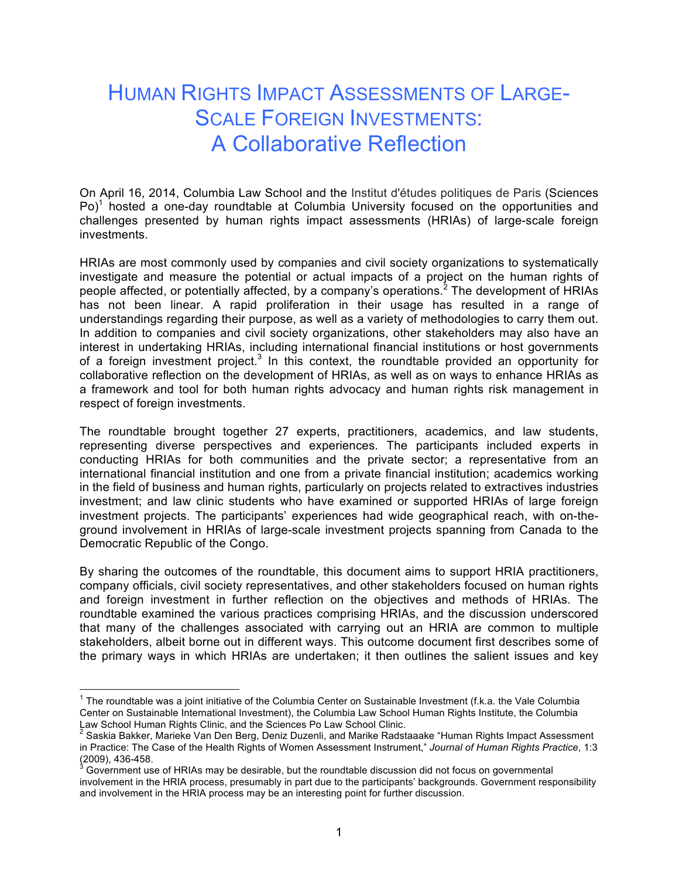# Human Rights Impact Assessments of Large-Scale Foreign Investments: A Collaborative Reflection

On April 16, 2014, Columbia Law School and the Institut d'études politiques de Paris (Sciences Po)[1] hosted a one-day roundtable at Columbia University focused on the opportunities and challenges presented by human rights impact assessments (HRIAs) of large-scale foreign investments.

HRIAs are most commonly used by companies and civil society organizations to systematically investigate and measure the potential or actual impacts of a project on the human rights of people affected, or potentially affected, by a company's operations.[2] The development of HRIAs has not been linear. A rapid proliferation in their usage has resulted in a range of understandings regarding their purpose, as well as a variety of methodologies to carry them out. In addition to companies and civil society organizations, other stakeholders may also have an interest in undertaking HRIAs, including international financial institutions or host governments of a foreign investment project.[3] In this context, the roundtable provided an opportunity for collaborative reflection on the development of HRIAs, as well as on ways to enhance HRIAs as a framework and tool for both human rights advocacy and human rights risk management in respect of foreign investments.

The roundtable brought together 27 experts, practitioners, academics, and law students, representing diverse perspectives and experiences. The participants included experts in conducting HRIAs for both communities and the private sector; a representative from an international financial institution and one from a private financial institution; academics working in the field of business and human rights, particularly on projects related to extractives industries investment; and law clinic students who have examined or supported HRIAs of large foreign investment projects. The participants' experiences had wide geographical reach, with on-the-ground involvement in HRIAs of large-scale investment projects spanning from Canada to the Democratic Republic of the Congo.

By sharing the outcomes of the roundtable, this document aims to support HRIA practitioners, company officials, civil society representatives, and other stakeholders focused on human rights and foreign investment in further reflection on the objectives and methods of HRIAs. The roundtable examined the various practices comprising HRIAs, and the discussion underscored that many of the challenges associated with carrying out an HRIA are common to multiple stakeholders, albeit borne out in different ways. This outcome document first describes some of the primary ways in which HRIAs are undertaken; it then outlines the salient issues and key

---

[1] The roundtable was a joint initiative of the Columbia Center on Sustainable Investment (f.k.a. the Vale Columbia Center on Sustainable International Investment), the Columbia Law School Human Rights Institute, the Columbia Law School Human Rights Clinic, and the Sciences Po Law School Clinic.

[2] Saskia Bakker, Marieke Van Den Berg, Deniz Duzenli, and Marike Radstaaake "Human Rights Impact Assessment in Practice: The Case of the Health Rights of Women Assessment Instrument," *Journal of Human Rights Practice*, 1:3 (2009), 436-458.

[3] Government use of HRIAs may be desirable, but the roundtable discussion did not focus on governmental involvement in the HRIA process, presumably in part due to the participants' backgrounds. Government responsibility and involvement in the HRIA process may be an interesting point for further discussion.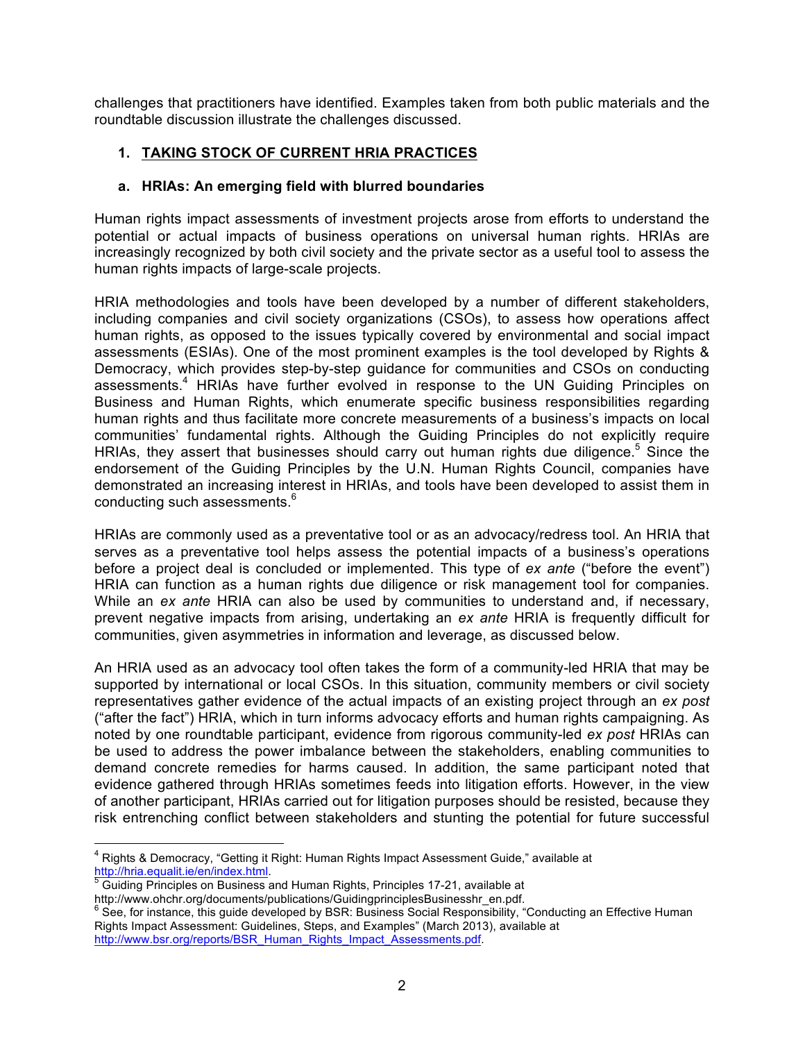challenges that practitioners have identified. Examples taken from both public materials and the roundtable discussion illustrate the challenges discussed.

## 1. TAKING STOCK OF CURRENT HRIA PRACTICES

### a. HRIAs: An emerging field with blurred boundaries

Human rights impact assessments of investment projects arose from efforts to understand the potential or actual impacts of business operations on universal human rights. HRIAs are increasingly recognized by both civil society and the private sector as a useful tool to assess the human rights impacts of large-scale projects.

HRIA methodologies and tools have been developed by a number of different stakeholders, including companies and civil society organizations (CSOs), to assess how operations affect human rights, as opposed to the issues typically covered by environmental and social impact assessments (ESIAs). One of the most prominent examples is the tool developed by Rights & Democracy, which provides step-by-step guidance for communities and CSOs on conducting assessments.[4] HRIAs have further evolved in response to the UN Guiding Principles on Business and Human Rights, which enumerate specific business responsibilities regarding human rights and thus facilitate more concrete measurements of a business's impacts on local communities' fundamental rights. Although the Guiding Principles do not explicitly require HRIAs, they assert that businesses should carry out human rights due diligence.[5] Since the endorsement of the Guiding Principles by the U.N. Human Rights Council, companies have demonstrated an increasing interest in HRIAs, and tools have been developed to assist them in conducting such assessments.[6]

HRIAs are commonly used as a preventative tool or as an advocacy/redress tool. An HRIA that serves as a preventative tool helps assess the potential impacts of a business's operations before a project deal is concluded or implemented. This type of *ex ante* ("before the event") HRIA can function as a human rights due diligence or risk management tool for companies. While an *ex ante* HRIA can also be used by communities to understand and, if necessary, prevent negative impacts from arising, undertaking an *ex ante* HRIA is frequently difficult for communities, given asymmetries in information and leverage, as discussed below.

An HRIA used as an advocacy tool often takes the form of a community-led HRIA that may be supported by international or local CSOs. In this situation, community members or civil society representatives gather evidence of the actual impacts of an existing project through an *ex post* ("after the fact") HRIA, which in turn informs advocacy efforts and human rights campaigning. As noted by one roundtable participant, evidence from rigorous community-led *ex post* HRIAs can be used to address the power imbalance between the stakeholders, enabling communities to demand concrete remedies for harms caused. In addition, the same participant noted that evidence gathered through HRIAs sometimes feeds into litigation efforts. However, in the view of another participant, HRIAs carried out for litigation purposes should be resisted, because they risk entrenching conflict between stakeholders and stunting the potential for future successful

---

[4] Rights & Democracy, "Getting it Right: Human Rights Impact Assessment Guide," available at http://hria.equalit.ie/en/index.html.

[5] Guiding Principles on Business and Human Rights, Principles 17-21, available at http://www.ohchr.org/documents/publications/GuidingprinciplesBusinesshr_en.pdf.

[6] See, for instance, this guide developed by BSR: Business Social Responsibility, "Conducting an Effective Human Rights Impact Assessment: Guidelines, Steps, and Examples" (March 2013), available at http://www.bsr.org/reports/BSR_Human_Rights_Impact_Assessments.pdf.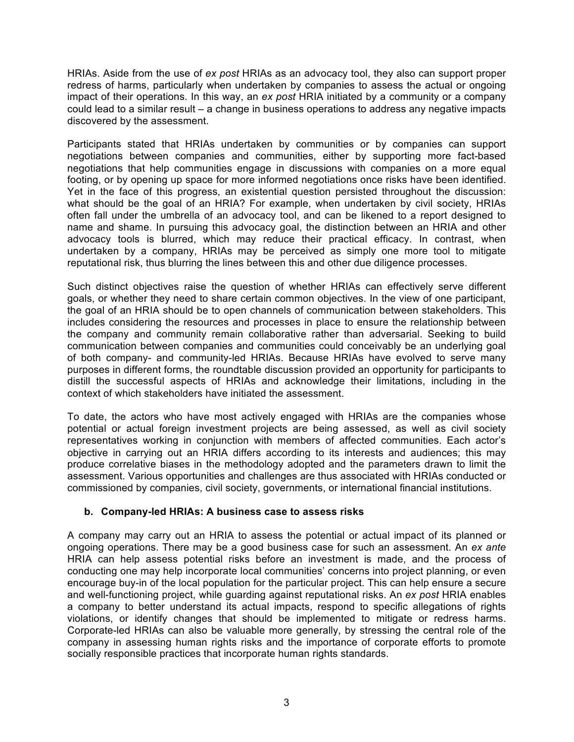HRIAs. Aside from the use of *ex post* HRIAs as an advocacy tool, they also can support proper redress of harms, particularly when undertaken by companies to assess the actual or ongoing impact of their operations. In this way, an *ex post* HRIA initiated by a community or a company could lead to a similar result – a change in business operations to address any negative impacts discovered by the assessment.

Participants stated that HRIAs undertaken by communities or by companies can support negotiations between companies and communities, either by supporting more fact-based negotiations that help communities engage in discussions with companies on a more equal footing, or by opening up space for more informed negotiations once risks have been identified. Yet in the face of this progress, an existential question persisted throughout the discussion: what should be the goal of an HRIA? For example, when undertaken by civil society, HRIAs often fall under the umbrella of an advocacy tool, and can be likened to a report designed to name and shame. In pursuing this advocacy goal, the distinction between an HRIA and other advocacy tools is blurred, which may reduce their practical efficacy. In contrast, when undertaken by a company, HRIAs may be perceived as simply one more tool to mitigate reputational risk, thus blurring the lines between this and other due diligence processes.

Such distinct objectives raise the question of whether HRIAs can effectively serve different goals, or whether they need to share certain common objectives. In the view of one participant, the goal of an HRIA should be to open channels of communication between stakeholders. This includes considering the resources and processes in place to ensure the relationship between the company and community remain collaborative rather than adversarial. Seeking to build communication between companies and communities could conceivably be an underlying goal of both company- and community-led HRIAs. Because HRIAs have evolved to serve many purposes in different forms, the roundtable discussion provided an opportunity for participants to distill the successful aspects of HRIAs and acknowledge their limitations, including in the context of which stakeholders have initiated the assessment.

To date, the actors who have most actively engaged with HRIAs are the companies whose potential or actual foreign investment projects are being assessed, as well as civil society representatives working in conjunction with members of affected communities. Each actor's objective in carrying out an HRIA differs according to its interests and audiences; this may produce correlative biases in the methodology adopted and the parameters drawn to limit the assessment. Various opportunities and challenges are thus associated with HRIAs conducted or commissioned by companies, civil society, governments, or international financial institutions.

### b. Company-led HRIAs: A business case to assess risks

A company may carry out an HRIA to assess the potential or actual impact of its planned or ongoing operations. There may be a good business case for such an assessment. An *ex ante* HRIA can help assess potential risks before an investment is made, and the process of conducting one may help incorporate local communities' concerns into project planning, or even encourage buy-in of the local population for the particular project. This can help ensure a secure and well-functioning project, while guarding against reputational risks. An *ex post* HRIA enables a company to better understand its actual impacts, respond to specific allegations of rights violations, or identify changes that should be implemented to mitigate or redress harms. Corporate-led HRIAs can also be valuable more generally, by stressing the central role of the company in assessing human rights risks and the importance of corporate efforts to promote socially responsible practices that incorporate human rights standards.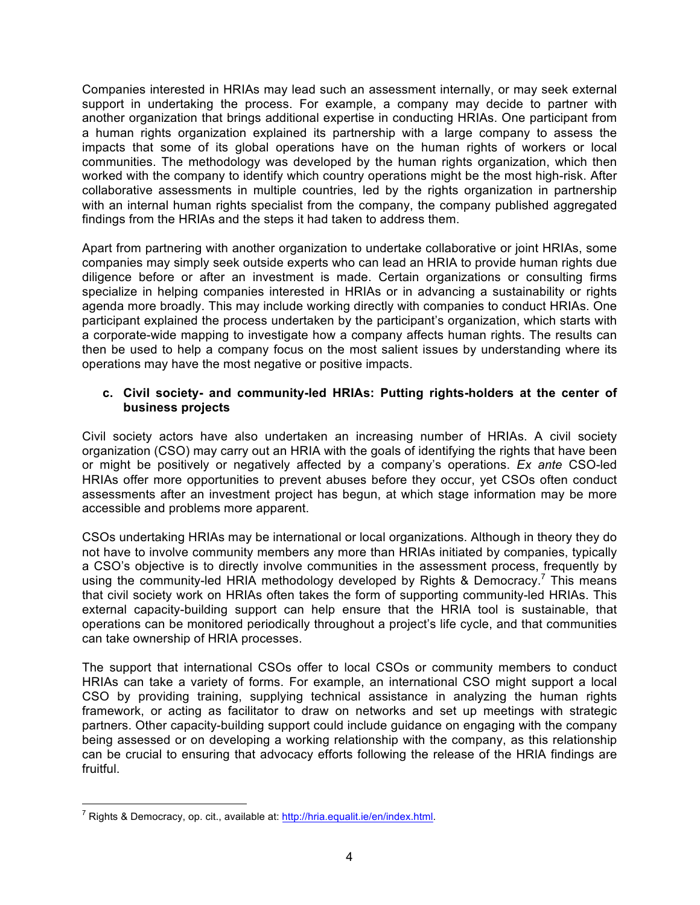Companies interested in HRIAs may lead such an assessment internally, or may seek external support in undertaking the process. For example, a company may decide to partner with another organization that brings additional expertise in conducting HRIAs. One participant from a human rights organization explained its partnership with a large company to assess the impacts that some of its global operations have on the human rights of workers or local communities. The methodology was developed by the human rights organization, which then worked with the company to identify which country operations might be the most high-risk. After collaborative assessments in multiple countries, led by the rights organization in partnership with an internal human rights specialist from the company, the company published aggregated findings from the HRIAs and the steps it had taken to address them.

Apart from partnering with another organization to undertake collaborative or joint HRIAs, some companies may simply seek outside experts who can lead an HRIA to provide human rights due diligence before or after an investment is made. Certain organizations or consulting firms specialize in helping companies interested in HRIAs or in advancing a sustainability or rights agenda more broadly. This may include working directly with companies to conduct HRIAs. One participant explained the process undertaken by the participant's organization, which starts with a corporate-wide mapping to investigate how a company affects human rights. The results can then be used to help a company focus on the most salient issues by understanding where its operations may have the most negative or positive impacts.

**c. Civil society- and community-led HRIAs: Putting rights-holders at the center of business projects**

Civil society actors have also undertaken an increasing number of HRIAs. A civil society organization (CSO) may carry out an HRIA with the goals of identifying the rights that have been or might be positively or negatively affected by a company's operations. *Ex ante* CSO-led HRIAs offer more opportunities to prevent abuses before they occur, yet CSOs often conduct assessments after an investment project has begun, at which stage information may be more accessible and problems more apparent.

CSOs undertaking HRIAs may be international or local organizations. Although in theory they do not have to involve community members any more than HRIAs initiated by companies, typically a CSO's objective is to directly involve communities in the assessment process, frequently by using the community-led HRIA methodology developed by Rights & Democracy.[7] This means that civil society work on HRIAs often takes the form of supporting community-led HRIAs. This external capacity-building support can help ensure that the HRIA tool is sustainable, that operations can be monitored periodically throughout a project's life cycle, and that communities can take ownership of HRIA processes.

The support that international CSOs offer to local CSOs or community members to conduct HRIAs can take a variety of forms. For example, an international CSO might support a local CSO by providing training, supplying technical assistance in analyzing the human rights framework, or acting as facilitator to draw on networks and set up meetings with strategic partners. Other capacity-building support could include guidance on engaging with the company being assessed or on developing a working relationship with the company, as this relationship can be crucial to ensuring that advocacy efforts following the release of the HRIA findings are fruitful.

---

[7] Rights & Democracy, op. cit., available at: http://hria.equalit.ie/en/index.html.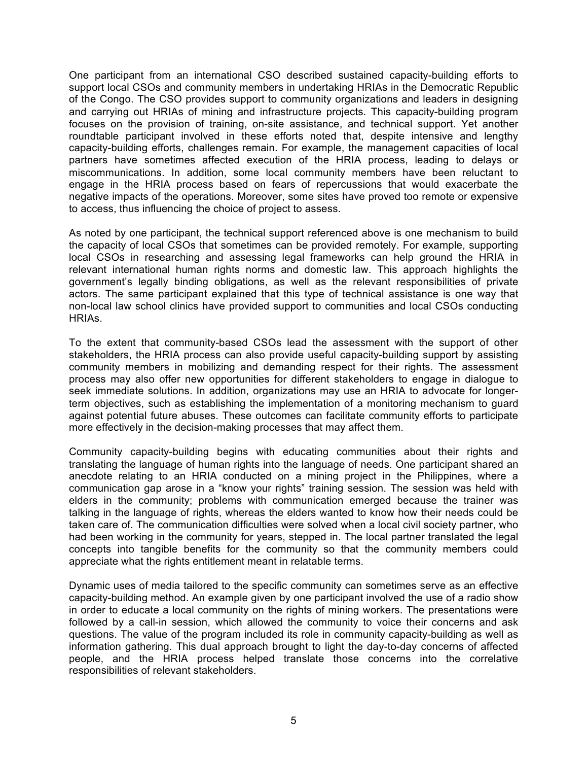One participant from an international CSO described sustained capacity-building efforts to support local CSOs and community members in undertaking HRIAs in the Democratic Republic of the Congo. The CSO provides support to community organizations and leaders in designing and carrying out HRIAs of mining and infrastructure projects. This capacity-building program focuses on the provision of training, on-site assistance, and technical support. Yet another roundtable participant involved in these efforts noted that, despite intensive and lengthy capacity-building efforts, challenges remain. For example, the management capacities of local partners have sometimes affected execution of the HRIA process, leading to delays or miscommunications. In addition, some local community members have been reluctant to engage in the HRIA process based on fears of repercussions that would exacerbate the negative impacts of the operations. Moreover, some sites have proved too remote or expensive to access, thus influencing the choice of project to assess.

As noted by one participant, the technical support referenced above is one mechanism to build the capacity of local CSOs that sometimes can be provided remotely. For example, supporting local CSOs in researching and assessing legal frameworks can help ground the HRIA in relevant international human rights norms and domestic law. This approach highlights the government's legally binding obligations, as well as the relevant responsibilities of private actors. The same participant explained that this type of technical assistance is one way that non-local law school clinics have provided support to communities and local CSOs conducting HRIAs.

To the extent that community-based CSOs lead the assessment with the support of other stakeholders, the HRIA process can also provide useful capacity-building support by assisting community members in mobilizing and demanding respect for their rights. The assessment process may also offer new opportunities for different stakeholders to engage in dialogue to seek immediate solutions. In addition, organizations may use an HRIA to advocate for longer-term objectives, such as establishing the implementation of a monitoring mechanism to guard against potential future abuses. These outcomes can facilitate community efforts to participate more effectively in the decision-making processes that may affect them.

Community capacity-building begins with educating communities about their rights and translating the language of human rights into the language of needs. One participant shared an anecdote relating to an HRIA conducted on a mining project in the Philippines, where a communication gap arose in a "know your rights" training session. The session was held with elders in the community; problems with communication emerged because the trainer was talking in the language of rights, whereas the elders wanted to know how their needs could be taken care of. The communication difficulties were solved when a local civil society partner, who had been working in the community for years, stepped in. The local partner translated the legal concepts into tangible benefits for the community so that the community members could appreciate what the rights entitlement meant in relatable terms.

Dynamic uses of media tailored to the specific community can sometimes serve as an effective capacity-building method. An example given by one participant involved the use of a radio show in order to educate a local community on the rights of mining workers. The presentations were followed by a call-in session, which allowed the community to voice their concerns and ask questions. The value of the program included its role in community capacity-building as well as information gathering. This dual approach brought to light the day-to-day concerns of affected people, and the HRIA process helped translate those concerns into the correlative responsibilities of relevant stakeholders.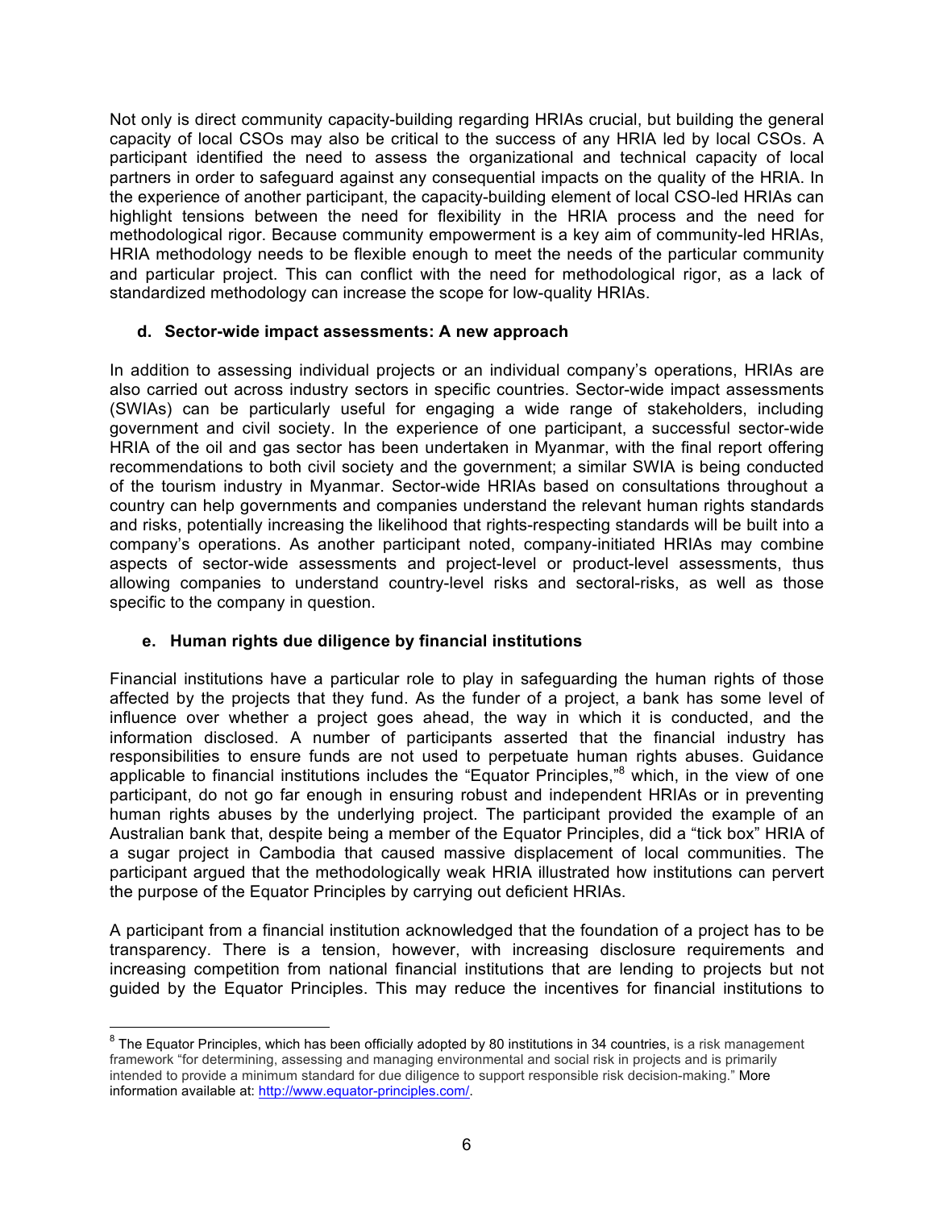Not only is direct community capacity-building regarding HRIAs crucial, but building the general capacity of local CSOs may also be critical to the success of any HRIA led by local CSOs. A participant identified the need to assess the organizational and technical capacity of local partners in order to safeguard against any consequential impacts on the quality of the HRIA. In the experience of another participant, the capacity-building element of local CSO-led HRIAs can highlight tensions between the need for flexibility in the HRIA process and the need for methodological rigor. Because community empowerment is a key aim of community-led HRIAs, HRIA methodology needs to be flexible enough to meet the needs of the particular community and particular project. This can conflict with the need for methodological rigor, as a lack of standardized methodology can increase the scope for low-quality HRIAs.

### d. Sector-wide impact assessments: A new approach

In addition to assessing individual projects or an individual company's operations, HRIAs are also carried out across industry sectors in specific countries. Sector-wide impact assessments (SWIAs) can be particularly useful for engaging a wide range of stakeholders, including government and civil society. In the experience of one participant, a successful sector-wide HRIA of the oil and gas sector has been undertaken in Myanmar, with the final report offering recommendations to both civil society and the government; a similar SWIA is being conducted of the tourism industry in Myanmar. Sector-wide HRIAs based on consultations throughout a country can help governments and companies understand the relevant human rights standards and risks, potentially increasing the likelihood that rights-respecting standards will be built into a company's operations. As another participant noted, company-initiated HRIAs may combine aspects of sector-wide assessments and project-level or product-level assessments, thus allowing companies to understand country-level risks and sectoral-risks, as well as those specific to the company in question.

### e. Human rights due diligence by financial institutions

Financial institutions have a particular role to play in safeguarding the human rights of those affected by the projects that they fund. As the funder of a project, a bank has some level of influence over whether a project goes ahead, the way in which it is conducted, and the information disclosed. A number of participants asserted that the financial industry has responsibilities to ensure funds are not used to perpetuate human rights abuses. Guidance applicable to financial institutions includes the "Equator Principles,"[8] which, in the view of one participant, do not go far enough in ensuring robust and independent HRIAs or in preventing human rights abuses by the underlying project. The participant provided the example of an Australian bank that, despite being a member of the Equator Principles, did a "tick box" HRIA of a sugar project in Cambodia that caused massive displacement of local communities. The participant argued that the methodologically weak HRIA illustrated how institutions can pervert the purpose of the Equator Principles by carrying out deficient HRIAs.

A participant from a financial institution acknowledged that the foundation of a project has to be transparency. There is a tension, however, with increasing disclosure requirements and increasing competition from national financial institutions that are lending to projects but not guided by the Equator Principles. This may reduce the incentives for financial institutions to

---

[8] The Equator Principles, which has been officially adopted by 80 institutions in 34 countries, is a risk management framework "for determining, assessing and managing environmental and social risk in projects and is primarily intended to provide a minimum standard for due diligence to support responsible risk decision-making." More information available at: http://www.equator-principles.com/.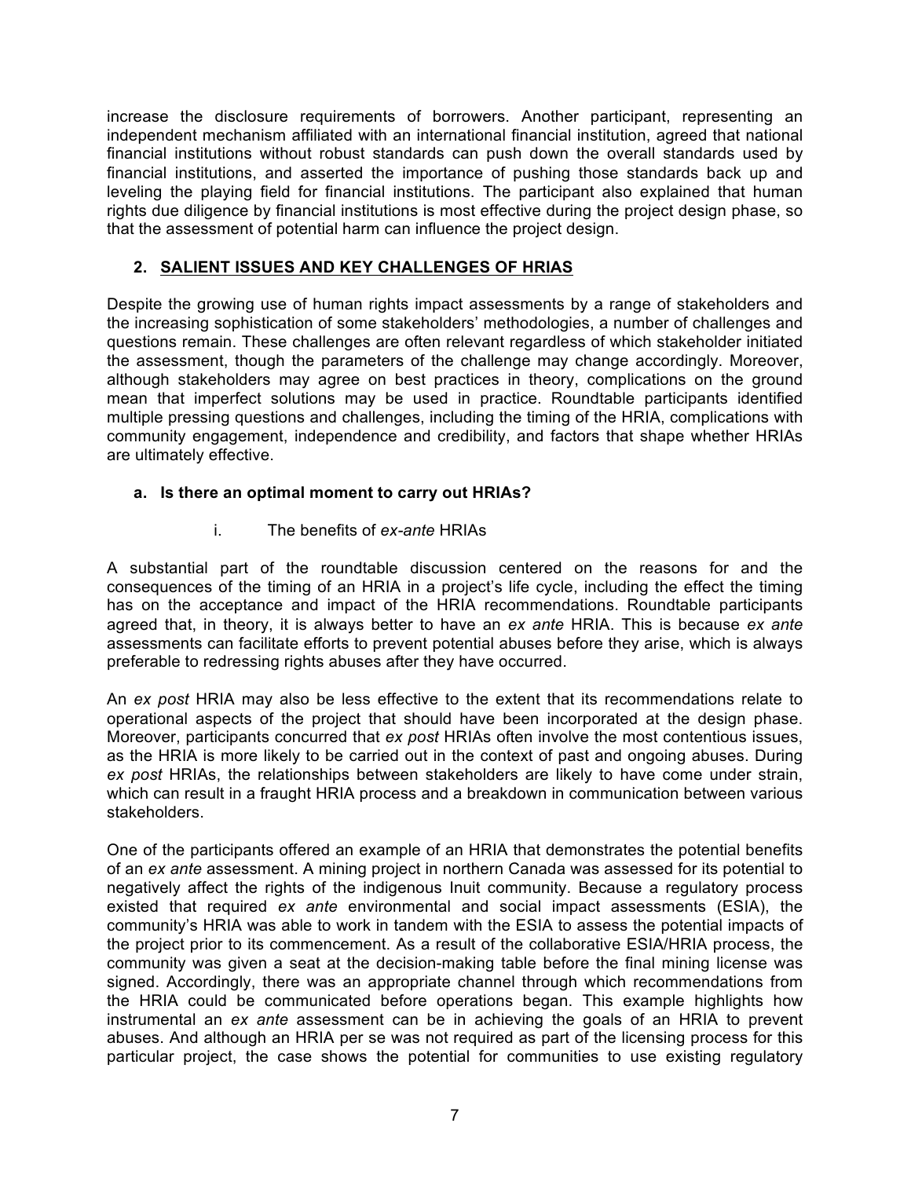increase the disclosure requirements of borrowers. Another participant, representing an independent mechanism affiliated with an international financial institution, agreed that national financial institutions without robust standards can push down the overall standards used by financial institutions, and asserted the importance of pushing those standards back up and leveling the playing field for financial institutions. The participant also explained that human rights due diligence by financial institutions is most effective during the project design phase, so that the assessment of potential harm can influence the project design.

## 2. SALIENT ISSUES AND KEY CHALLENGES OF HRIAS

Despite the growing use of human rights impact assessments by a range of stakeholders and the increasing sophistication of some stakeholders' methodologies, a number of challenges and questions remain. These challenges are often relevant regardless of which stakeholder initiated the assessment, though the parameters of the challenge may change accordingly. Moreover, although stakeholders may agree on best practices in theory, complications on the ground mean that imperfect solutions may be used in practice. Roundtable participants identified multiple pressing questions and challenges, including the timing of the HRIA, complications with community engagement, independence and credibility, and factors that shape whether HRIAs are ultimately effective.

### a. Is there an optimal moment to carry out HRIAs?

#### i. The benefits of *ex-ante* HRIAs

A substantial part of the roundtable discussion centered on the reasons for and the consequences of the timing of an HRIA in a project's life cycle, including the effect the timing has on the acceptance and impact of the HRIA recommendations. Roundtable participants agreed that, in theory, it is always better to have an *ex ante* HRIA. This is because *ex ante* assessments can facilitate efforts to prevent potential abuses before they arise, which is always preferable to redressing rights abuses after they have occurred.

An *ex post* HRIA may also be less effective to the extent that its recommendations relate to operational aspects of the project that should have been incorporated at the design phase. Moreover, participants concurred that *ex post* HRIAs often involve the most contentious issues, as the HRIA is more likely to be carried out in the context of past and ongoing abuses. During *ex post* HRIAs, the relationships between stakeholders are likely to have come under strain, which can result in a fraught HRIA process and a breakdown in communication between various stakeholders.

One of the participants offered an example of an HRIA that demonstrates the potential benefits of an *ex ante* assessment. A mining project in northern Canada was assessed for its potential to negatively affect the rights of the indigenous Inuit community. Because a regulatory process existed that required *ex ante* environmental and social impact assessments (ESIA), the community's HRIA was able to work in tandem with the ESIA to assess the potential impacts of the project prior to its commencement. As a result of the collaborative ESIA/HRIA process, the community was given a seat at the decision-making table before the final mining license was signed. Accordingly, there was an appropriate channel through which recommendations from the HRIA could be communicated before operations began. This example highlights how instrumental an *ex ante* assessment can be in achieving the goals of an HRIA to prevent abuses. And although an HRIA per se was not required as part of the licensing process for this particular project, the case shows the potential for communities to use existing regulatory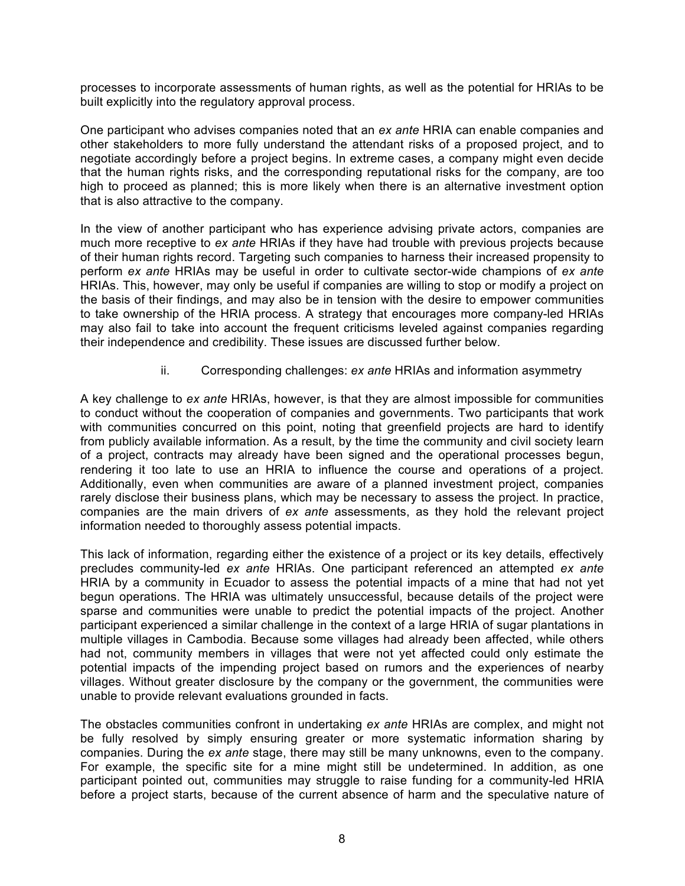processes to incorporate assessments of human rights, as well as the potential for HRIAs to be built explicitly into the regulatory approval process.

One participant who advises companies noted that an *ex ante* HRIA can enable companies and other stakeholders to more fully understand the attendant risks of a proposed project, and to negotiate accordingly before a project begins. In extreme cases, a company might even decide that the human rights risks, and the corresponding reputational risks for the company, are too high to proceed as planned; this is more likely when there is an alternative investment option that is also attractive to the company.

In the view of another participant who has experience advising private actors, companies are much more receptive to *ex ante* HRIAs if they have had trouble with previous projects because of their human rights record. Targeting such companies to harness their increased propensity to perform *ex ante* HRIAs may be useful in order to cultivate sector-wide champions of *ex ante* HRIAs. This, however, may only be useful if companies are willing to stop or modify a project on the basis of their findings, and may also be in tension with the desire to empower communities to take ownership of the HRIA process. A strategy that encourages more company-led HRIAs may also fail to take into account the frequent criticisms leveled against companies regarding their independence and credibility. These issues are discussed further below.

#### ii. Corresponding challenges: *ex ante* HRIAs and information asymmetry

A key challenge to *ex ante* HRIAs, however, is that they are almost impossible for communities to conduct without the cooperation of companies and governments. Two participants that work with communities concurred on this point, noting that greenfield projects are hard to identify from publicly available information. As a result, by the time the community and civil society learn of a project, contracts may already have been signed and the operational processes begun, rendering it too late to use an HRIA to influence the course and operations of a project. Additionally, even when communities are aware of a planned investment project, companies rarely disclose their business plans, which may be necessary to assess the project. In practice, companies are the main drivers of *ex ante* assessments, as they hold the relevant project information needed to thoroughly assess potential impacts.

This lack of information, regarding either the existence of a project or its key details, effectively precludes community-led *ex ante* HRIAs. One participant referenced an attempted *ex ante* HRIA by a community in Ecuador to assess the potential impacts of a mine that had not yet begun operations. The HRIA was ultimately unsuccessful, because details of the project were sparse and communities were unable to predict the potential impacts of the project. Another participant experienced a similar challenge in the context of a large HRIA of sugar plantations in multiple villages in Cambodia. Because some villages had already been affected, while others had not, community members in villages that were not yet affected could only estimate the potential impacts of the impending project based on rumors and the experiences of nearby villages. Without greater disclosure by the company or the government, the communities were unable to provide relevant evaluations grounded in facts.

The obstacles communities confront in undertaking *ex ante* HRIAs are complex, and might not be fully resolved by simply ensuring greater or more systematic information sharing by companies. During the *ex ante* stage, there may still be many unknowns, even to the company. For example, the specific site for a mine might still be undetermined. In addition, as one participant pointed out, communities may struggle to raise funding for a community-led HRIA before a project starts, because of the current absence of harm and the speculative nature of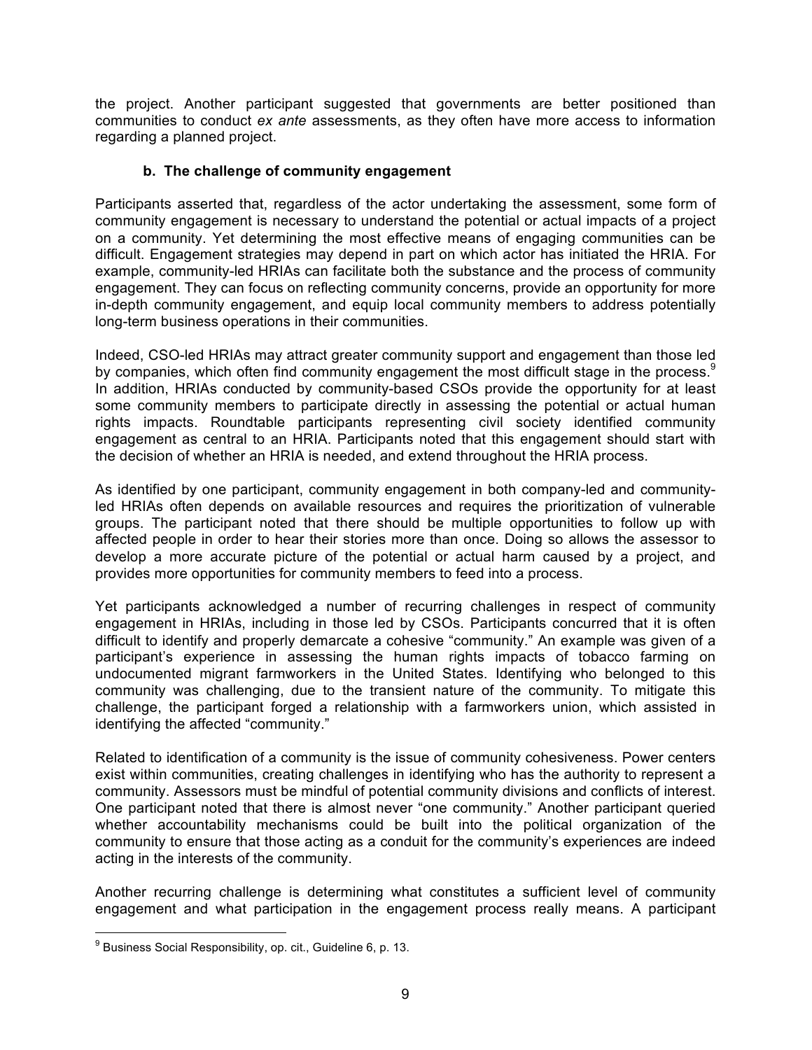the project. Another participant suggested that governments are better positioned than communities to conduct *ex ante* assessments, as they often have more access to information regarding a planned project.

### b. The challenge of community engagement

Participants asserted that, regardless of the actor undertaking the assessment, some form of community engagement is necessary to understand the potential or actual impacts of a project on a community. Yet determining the most effective means of engaging communities can be difficult. Engagement strategies may depend in part on which actor has initiated the HRIA. For example, community-led HRIAs can facilitate both the substance and the process of community engagement. They can focus on reflecting community concerns, provide an opportunity for more in-depth community engagement, and equip local community members to address potentially long-term business operations in their communities.

Indeed, CSO-led HRIAs may attract greater community support and engagement than those led by companies, which often find community engagement the most difficult stage in the process.[9] In addition, HRIAs conducted by community-based CSOs provide the opportunity for at least some community members to participate directly in assessing the potential or actual human rights impacts. Roundtable participants representing civil society identified community engagement as central to an HRIA. Participants noted that this engagement should start with the decision of whether an HRIA is needed, and extend throughout the HRIA process.

As identified by one participant, community engagement in both company-led and community-led HRIAs often depends on available resources and requires the prioritization of vulnerable groups. The participant noted that there should be multiple opportunities to follow up with affected people in order to hear their stories more than once. Doing so allows the assessor to develop a more accurate picture of the potential or actual harm caused by a project, and provides more opportunities for community members to feed into a process.

Yet participants acknowledged a number of recurring challenges in respect of community engagement in HRIAs, including in those led by CSOs. Participants concurred that it is often difficult to identify and properly demarcate a cohesive "community." An example was given of a participant's experience in assessing the human rights impacts of tobacco farming on undocumented migrant farmworkers in the United States. Identifying who belonged to this community was challenging, due to the transient nature of the community. To mitigate this challenge, the participant forged a relationship with a farmworkers union, which assisted in identifying the affected "community."

Related to identification of a community is the issue of community cohesiveness. Power centers exist within communities, creating challenges in identifying who has the authority to represent a community. Assessors must be mindful of potential community divisions and conflicts of interest. One participant noted that there is almost never "one community." Another participant queried whether accountability mechanisms could be built into the political organization of the community to ensure that those acting as a conduit for the community's experiences are indeed acting in the interests of the community.

Another recurring challenge is determining what constitutes a sufficient level of community engagement and what participation in the engagement process really means. A participant

[9] Business Social Responsibility, op. cit., Guideline 6, p. 13.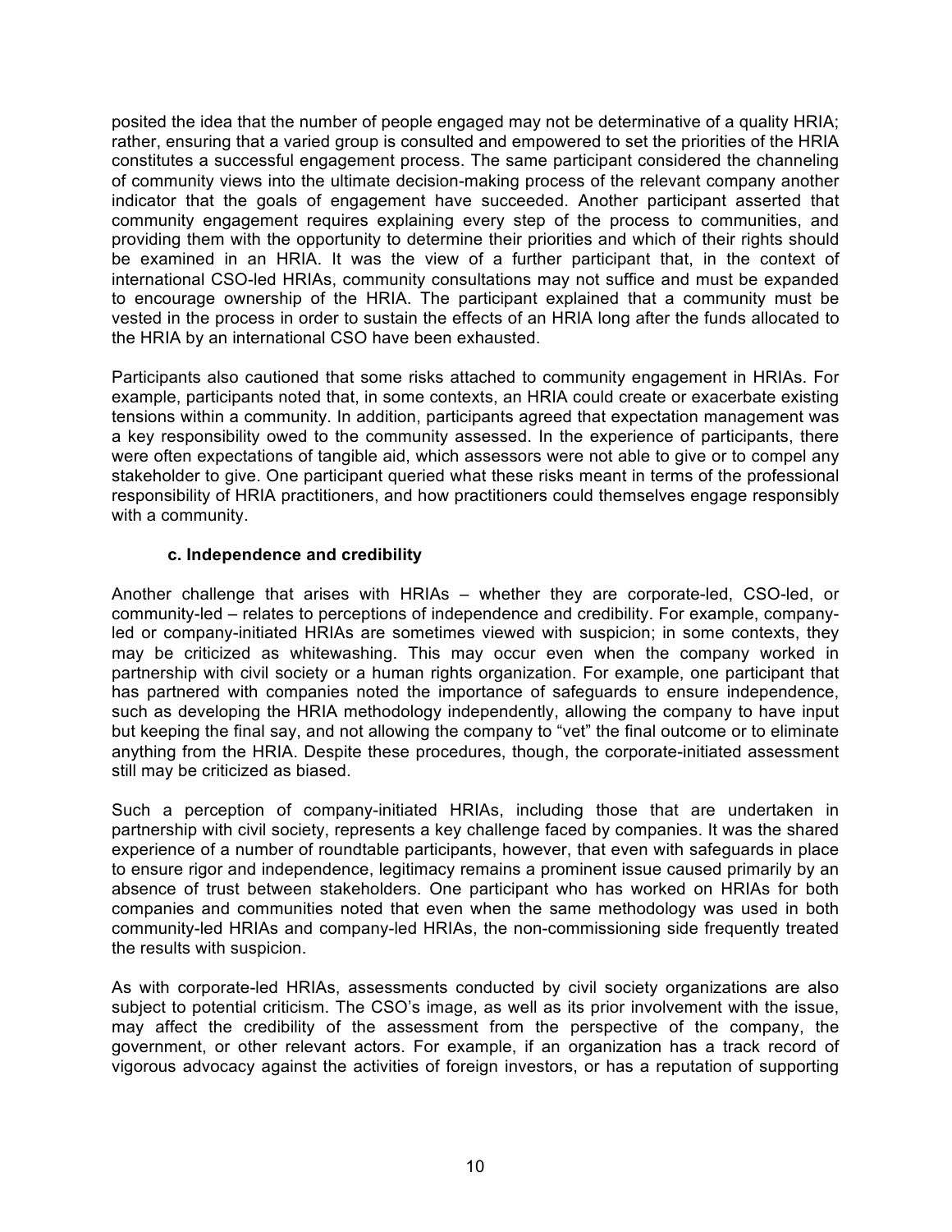posited the idea that the number of people engaged may not be determinative of a quality HRIA; rather, ensuring that a varied group is consulted and empowered to set the priorities of the HRIA constitutes a successful engagement process. The same participant considered the channeling of community views into the ultimate decision-making process of the relevant company another indicator that the goals of engagement have succeeded. Another participant asserted that community engagement requires explaining every step of the process to communities, and providing them with the opportunity to determine their priorities and which of their rights should be examined in an HRIA. It was the view of a further participant that, in the context of international CSO-led HRIAs, community consultations may not suffice and must be expanded to encourage ownership of the HRIA. The participant explained that a community must be vested in the process in order to sustain the effects of an HRIA long after the funds allocated to the HRIA by an international CSO have been exhausted.

Participants also cautioned that some risks attached to community engagement in HRIAs. For example, participants noted that, in some contexts, an HRIA could create or exacerbate existing tensions within a community. In addition, participants agreed that expectation management was a key responsibility owed to the community assessed. In the experience of participants, there were often expectations of tangible aid, which assessors were not able to give or to compel any stakeholder to give. One participant queried what these risks meant in terms of the professional responsibility of HRIA practitioners, and how practitioners could themselves engage responsibly with a community.

### c. Independence and credibility

Another challenge that arises with HRIAs – whether they are corporate-led, CSO-led, or community-led – relates to perceptions of independence and credibility. For example, company-led or company-initiated HRIAs are sometimes viewed with suspicion; in some contexts, they may be criticized as whitewashing. This may occur even when the company worked in partnership with civil society or a human rights organization. For example, one participant that has partnered with companies noted the importance of safeguards to ensure independence, such as developing the HRIA methodology independently, allowing the company to have input but keeping the final say, and not allowing the company to "vet" the final outcome or to eliminate anything from the HRIA. Despite these procedures, though, the corporate-initiated assessment still may be criticized as biased.

Such a perception of company-initiated HRIAs, including those that are undertaken in partnership with civil society, represents a key challenge faced by companies. It was the shared experience of a number of roundtable participants, however, that even with safeguards in place to ensure rigor and independence, legitimacy remains a prominent issue caused primarily by an absence of trust between stakeholders. One participant who has worked on HRIAs for both companies and communities noted that even when the same methodology was used in both community-led HRIAs and company-led HRIAs, the non-commissioning side frequently treated the results with suspicion.

As with corporate-led HRIAs, assessments conducted by civil society organizations are also subject to potential criticism. The CSO's image, as well as its prior involvement with the issue, may affect the credibility of the assessment from the perspective of the company, the government, or other relevant actors. For example, if an organization has a track record of vigorous advocacy against the activities of foreign investors, or has a reputation of supporting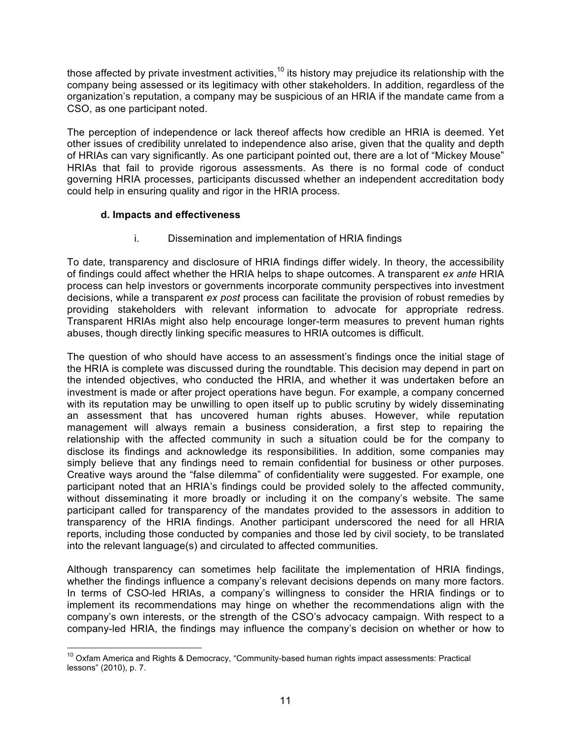those affected by private investment activities,[10] its history may prejudice its relationship with the company being assessed or its legitimacy with other stakeholders. In addition, regardless of the organization's reputation, a company may be suspicious of an HRIA if the mandate came from a CSO, as one participant noted.

The perception of independence or lack thereof affects how credible an HRIA is deemed. Yet other issues of credibility unrelated to independence also arise, given that the quality and depth of HRIAs can vary significantly. As one participant pointed out, there are a lot of "Mickey Mouse" HRIAs that fail to provide rigorous assessments. As there is no formal code of conduct governing HRIA processes, participants discussed whether an independent accreditation body could help in ensuring quality and rigor in the HRIA process.

### d. Impacts and effectiveness

#### i. Dissemination and implementation of HRIA findings

To date, transparency and disclosure of HRIA findings differ widely. In theory, the accessibility of findings could affect whether the HRIA helps to shape outcomes. A transparent *ex ante* HRIA process can help investors or governments incorporate community perspectives into investment decisions, while a transparent *ex post* process can facilitate the provision of robust remedies by providing stakeholders with relevant information to advocate for appropriate redress. Transparent HRIAs might also help encourage longer-term measures to prevent human rights abuses, though directly linking specific measures to HRIA outcomes is difficult.

The question of who should have access to an assessment's findings once the initial stage of the HRIA is complete was discussed during the roundtable. This decision may depend in part on the intended objectives, who conducted the HRIA, and whether it was undertaken before an investment is made or after project operations have begun. For example, a company concerned with its reputation may be unwilling to open itself up to public scrutiny by widely disseminating an assessment that has uncovered human rights abuses. However, while reputation management will always remain a business consideration, a first step to repairing the relationship with the affected community in such a situation could be for the company to disclose its findings and acknowledge its responsibilities. In addition, some companies may simply believe that any findings need to remain confidential for business or other purposes. Creative ways around the "false dilemma" of confidentiality were suggested. For example, one participant noted that an HRIA's findings could be provided solely to the affected community, without disseminating it more broadly or including it on the company's website. The same participant called for transparency of the mandates provided to the assessors in addition to transparency of the HRIA findings. Another participant underscored the need for all HRIA reports, including those conducted by companies and those led by civil society, to be translated into the relevant language(s) and circulated to affected communities.

Although transparency can sometimes help facilitate the implementation of HRIA findings, whether the findings influence a company's relevant decisions depends on many more factors. In terms of CSO-led HRIAs, a company's willingness to consider the HRIA findings or to implement its recommendations may hinge on whether the recommendations align with the company's own interests, or the strength of the CSO's advocacy campaign. With respect to a company-led HRIA, the findings may influence the company's decision on whether or how to

[10] Oxfam America and Rights & Democracy, "Community-based human rights impact assessments: Practical lessons" (2010), p. 7.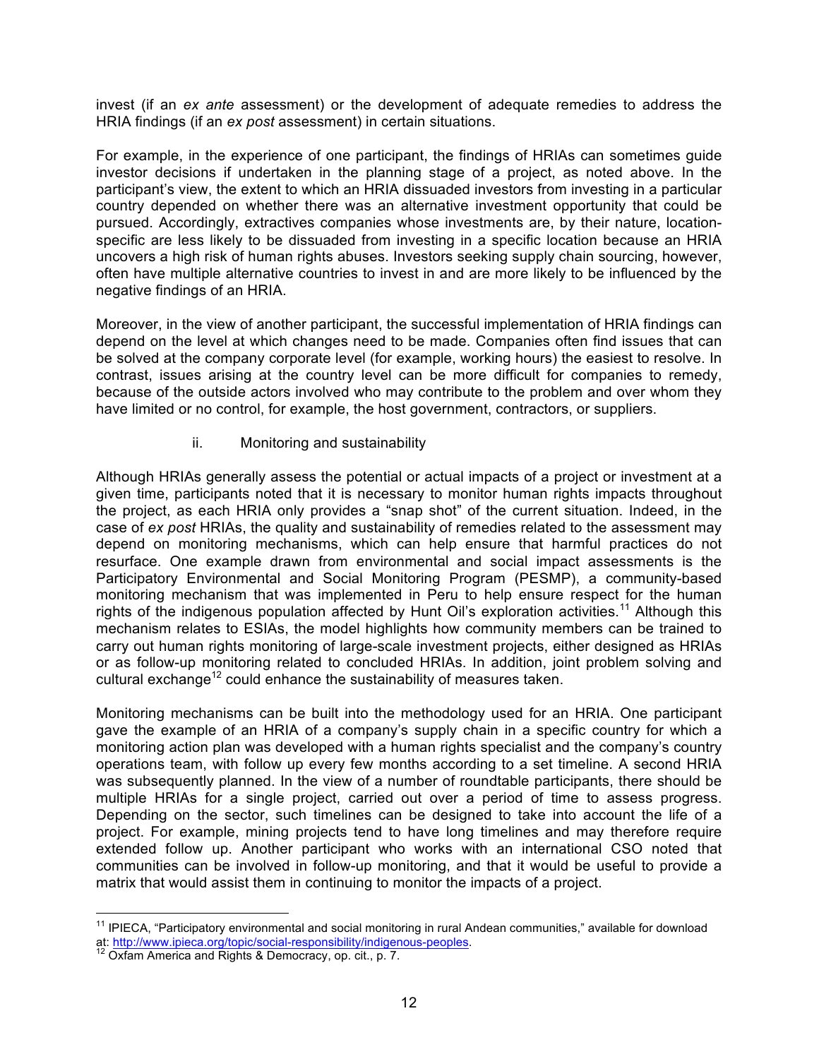invest (if an *ex ante* assessment) or the development of adequate remedies to address the HRIA findings (if an *ex post* assessment) in certain situations.

For example, in the experience of one participant, the findings of HRIAs can sometimes guide investor decisions if undertaken in the planning stage of a project, as noted above. In the participant's view, the extent to which an HRIA dissuaded investors from investing in a particular country depended on whether there was an alternative investment opportunity that could be pursued. Accordingly, extractives companies whose investments are, by their nature, location-specific are less likely to be dissuaded from investing in a specific location because an HRIA uncovers a high risk of human rights abuses. Investors seeking supply chain sourcing, however, often have multiple alternative countries to invest in and are more likely to be influenced by the negative findings of an HRIA.

Moreover, in the view of another participant, the successful implementation of HRIA findings can depend on the level at which changes need to be made. Companies often find issues that can be solved at the company corporate level (for example, working hours) the easiest to resolve. In contrast, issues arising at the country level can be more difficult for companies to remedy, because of the outside actors involved who may contribute to the problem and over whom they have limited or no control, for example, the host government, contractors, or suppliers.

#### ii. Monitoring and sustainability

Although HRIAs generally assess the potential or actual impacts of a project or investment at a given time, participants noted that it is necessary to monitor human rights impacts throughout the project, as each HRIA only provides a "snap shot" of the current situation. Indeed, in the case of *ex post* HRIAs, the quality and sustainability of remedies related to the assessment may depend on monitoring mechanisms, which can help ensure that harmful practices do not resurface. One example drawn from environmental and social impact assessments is the Participatory Environmental and Social Monitoring Program (PESMP), a community-based monitoring mechanism that was implemented in Peru to help ensure respect for the human rights of the indigenous population affected by Hunt Oil's exploration activities.[11] Although this mechanism relates to ESIAs, the model highlights how community members can be trained to carry out human rights monitoring of large-scale investment projects, either designed as HRIAs or as follow-up monitoring related to concluded HRIAs. In addition, joint problem solving and cultural exchange[12] could enhance the sustainability of measures taken.

Monitoring mechanisms can be built into the methodology used for an HRIA. One participant gave the example of an HRIA of a company's supply chain in a specific country for which a monitoring action plan was developed with a human rights specialist and the company's country operations team, with follow up every few months according to a set timeline. A second HRIA was subsequently planned. In the view of a number of roundtable participants, there should be multiple HRIAs for a single project, carried out over a period of time to assess progress. Depending on the sector, such timelines can be designed to take into account the life of a project. For example, mining projects tend to have long timelines and may therefore require extended follow up. Another participant who works with an international CSO noted that communities can be involved in follow-up monitoring, and that it would be useful to provide a matrix that would assist them in continuing to monitor the impacts of a project.

---

[11] IPIECA, "Participatory environmental and social monitoring in rural Andean communities," available for download at: http://www.ipieca.org/topic/social-responsibility/indigenous-peoples.

[12] Oxfam America and Rights & Democracy, op. cit., p. 7.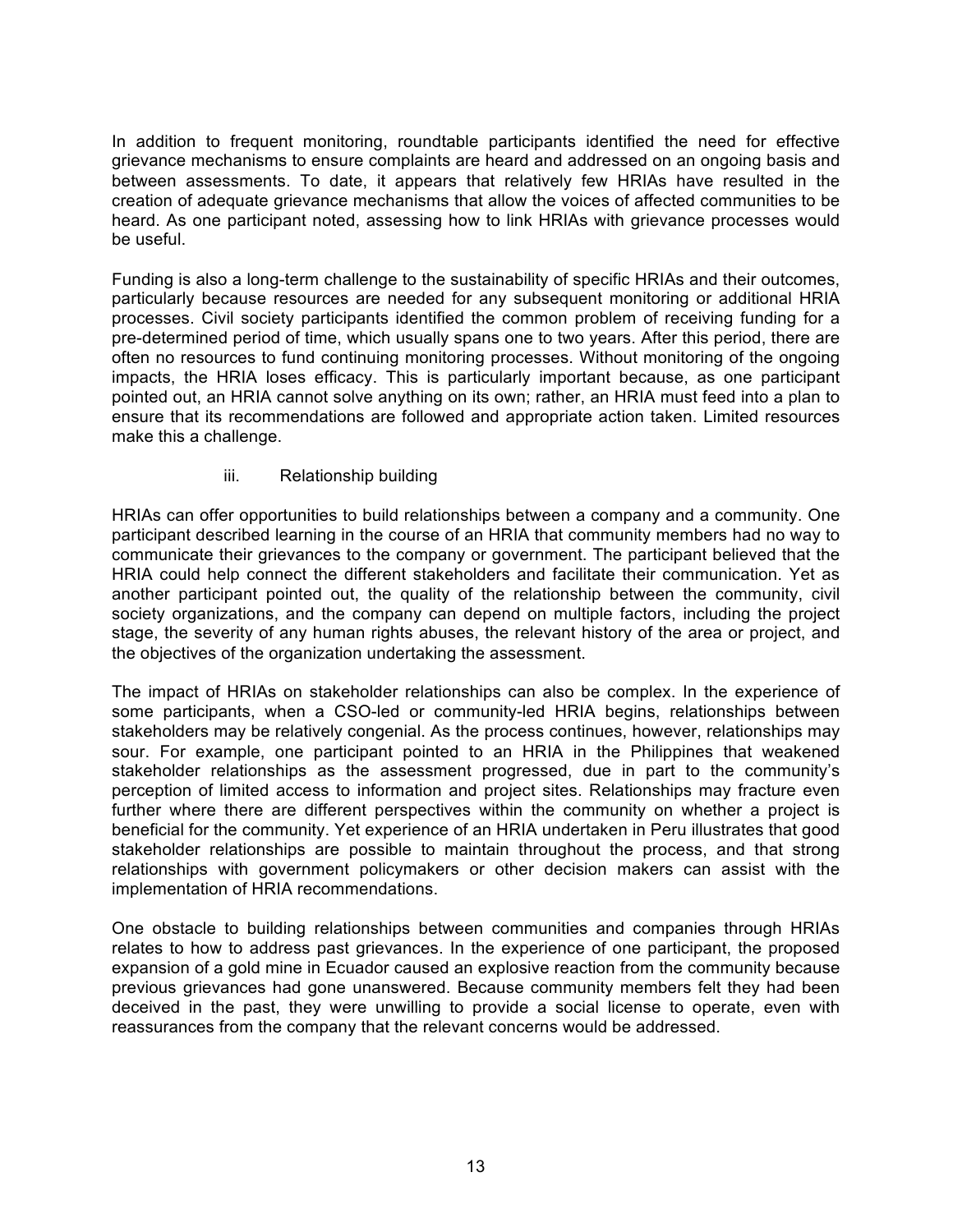In addition to frequent monitoring, roundtable participants identified the need for effective grievance mechanisms to ensure complaints are heard and addressed on an ongoing basis and between assessments. To date, it appears that relatively few HRIAs have resulted in the creation of adequate grievance mechanisms that allow the voices of affected communities to be heard. As one participant noted, assessing how to link HRIAs with grievance processes would be useful.

Funding is also a long-term challenge to the sustainability of specific HRIAs and their outcomes, particularly because resources are needed for any subsequent monitoring or additional HRIA processes. Civil society participants identified the common problem of receiving funding for a pre-determined period of time, which usually spans one to two years. After this period, there are often no resources to fund continuing monitoring processes. Without monitoring of the ongoing impacts, the HRIA loses efficacy. This is particularly important because, as one participant pointed out, an HRIA cannot solve anything on its own; rather, an HRIA must feed into a plan to ensure that its recommendations are followed and appropriate action taken. Limited resources make this a challenge.

### iii. Relationship building

HRIAs can offer opportunities to build relationships between a company and a community. One participant described learning in the course of an HRIA that community members had no way to communicate their grievances to the company or government. The participant believed that the HRIA could help connect the different stakeholders and facilitate their communication. Yet as another participant pointed out, the quality of the relationship between the community, civil society organizations, and the company can depend on multiple factors, including the project stage, the severity of any human rights abuses, the relevant history of the area or project, and the objectives of the organization undertaking the assessment.

The impact of HRIAs on stakeholder relationships can also be complex. In the experience of some participants, when a CSO-led or community-led HRIA begins, relationships between stakeholders may be relatively congenial. As the process continues, however, relationships may sour. For example, one participant pointed to an HRIA in the Philippines that weakened stakeholder relationships as the assessment progressed, due in part to the community's perception of limited access to information and project sites. Relationships may fracture even further where there are different perspectives within the community on whether a project is beneficial for the community. Yet experience of an HRIA undertaken in Peru illustrates that good stakeholder relationships are possible to maintain throughout the process, and that strong relationships with government policymakers or other decision makers can assist with the implementation of HRIA recommendations.

One obstacle to building relationships between communities and companies through HRIAs relates to how to address past grievances. In the experience of one participant, the proposed expansion of a gold mine in Ecuador caused an explosive reaction from the community because previous grievances had gone unanswered. Because community members felt they had been deceived in the past, they were unwilling to provide a social license to operate, even with reassurances from the company that the relevant concerns would be addressed.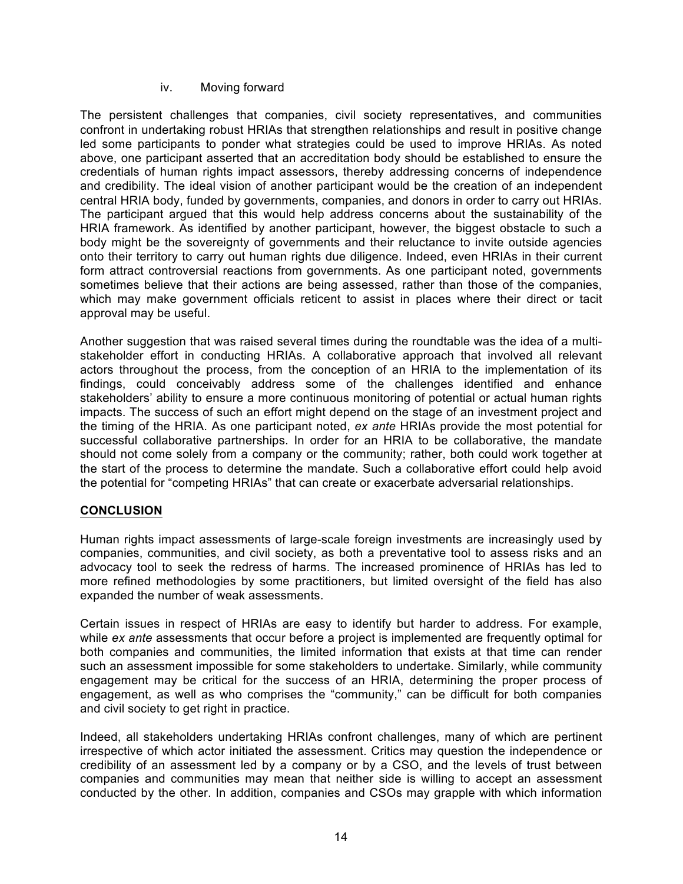#### iv. Moving forward

The persistent challenges that companies, civil society representatives, and communities confront in undertaking robust HRIAs that strengthen relationships and result in positive change led some participants to ponder what strategies could be used to improve HRIAs. As noted above, one participant asserted that an accreditation body should be established to ensure the credentials of human rights impact assessors, thereby addressing concerns of independence and credibility. The ideal vision of another participant would be the creation of an independent central HRIA body, funded by governments, companies, and donors in order to carry out HRIAs. The participant argued that this would help address concerns about the sustainability of the HRIA framework. As identified by another participant, however, the biggest obstacle to such a body might be the sovereignty of governments and their reluctance to invite outside agencies onto their territory to carry out human rights due diligence. Indeed, even HRIAs in their current form attract controversial reactions from governments. As one participant noted, governments sometimes believe that their actions are being assessed, rather than those of the companies, which may make government officials reticent to assist in places where their direct or tacit approval may be useful.

Another suggestion that was raised several times during the roundtable was the idea of a multi-stakeholder effort in conducting HRIAs. A collaborative approach that involved all relevant actors throughout the process, from the conception of an HRIA to the implementation of its findings, could conceivably address some of the challenges identified and enhance stakeholders' ability to ensure a more continuous monitoring of potential or actual human rights impacts. The success of such an effort might depend on the stage of an investment project and the timing of the HRIA. As one participant noted, *ex ante* HRIAs provide the most potential for successful collaborative partnerships. In order for an HRIA to be collaborative, the mandate should not come solely from a company or the community; rather, both could work together at the start of the process to determine the mandate. Such a collaborative effort could help avoid the potential for "competing HRIAs" that can create or exacerbate adversarial relationships.

## CONCLUSION

Human rights impact assessments of large-scale foreign investments are increasingly used by companies, communities, and civil society, as both a preventative tool to assess risks and an advocacy tool to seek the redress of harms. The increased prominence of HRIAs has led to more refined methodologies by some practitioners, but limited oversight of the field has also expanded the number of weak assessments.

Certain issues in respect of HRIAs are easy to identify but harder to address. For example, while *ex ante* assessments that occur before a project is implemented are frequently optimal for both companies and communities, the limited information that exists at that time can render such an assessment impossible for some stakeholders to undertake. Similarly, while community engagement may be critical for the success of an HRIA, determining the proper process of engagement, as well as who comprises the "community," can be difficult for both companies and civil society to get right in practice.

Indeed, all stakeholders undertaking HRIAs confront challenges, many of which are pertinent irrespective of which actor initiated the assessment. Critics may question the independence or credibility of an assessment led by a company or by a CSO, and the levels of trust between companies and communities may mean that neither side is willing to accept an assessment conducted by the other. In addition, companies and CSOs may grapple with which information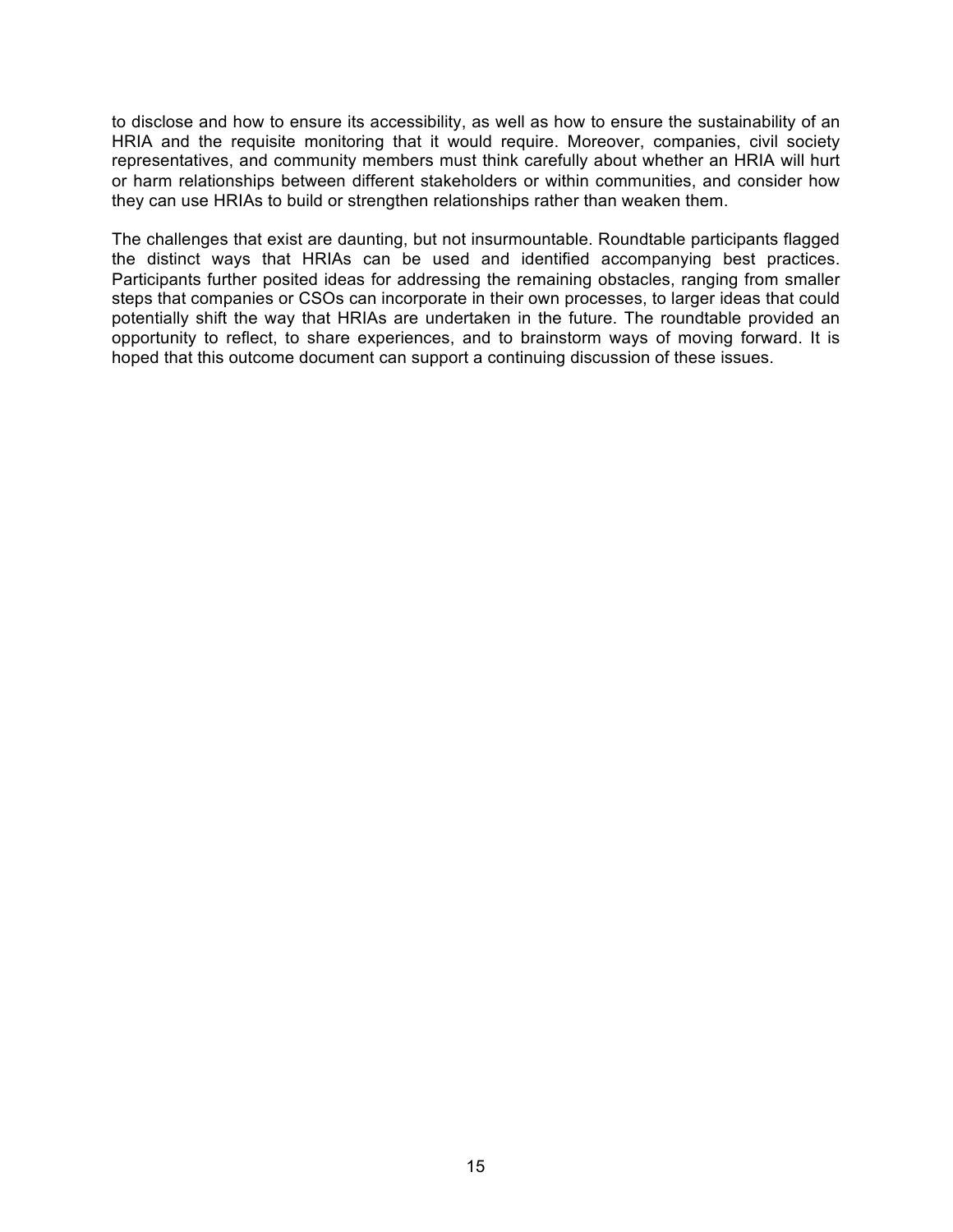to disclose and how to ensure its accessibility, as well as how to ensure the sustainability of an HRIA and the requisite monitoring that it would require. Moreover, companies, civil society representatives, and community members must think carefully about whether an HRIA will hurt or harm relationships between different stakeholders or within communities, and consider how they can use HRIAs to build or strengthen relationships rather than weaken them.

The challenges that exist are daunting, but not insurmountable. Roundtable participants flagged the distinct ways that HRIAs can be used and identified accompanying best practices. Participants further posited ideas for addressing the remaining obstacles, ranging from smaller steps that companies or CSOs can incorporate in their own processes, to larger ideas that could potentially shift the way that HRIAs are undertaken in the future. The roundtable provided an opportunity to reflect, to share experiences, and to brainstorm ways of moving forward. It is hoped that this outcome document can support a continuing discussion of these issues.